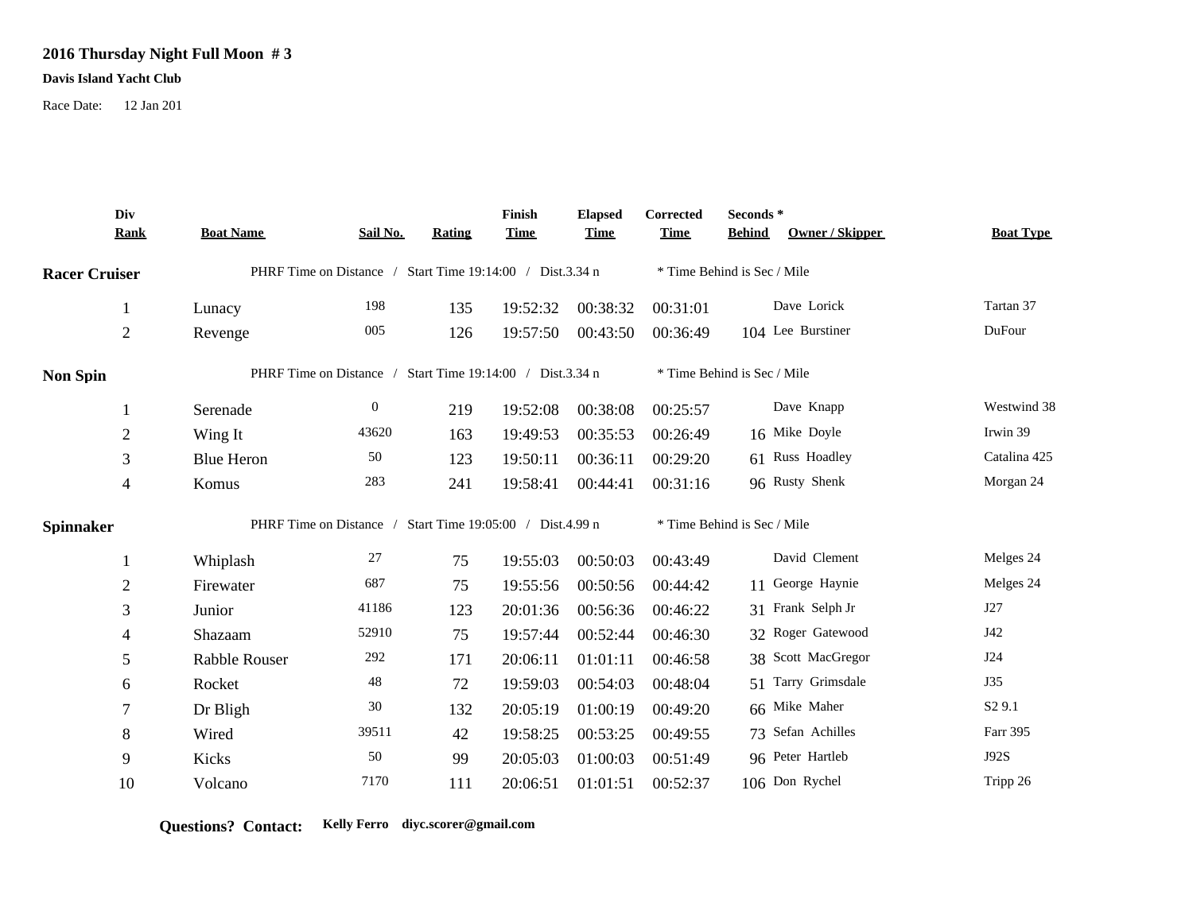# 2016 Thursday Night Full Moon # 3

**Davis Island Yacht Club**

Race Date: 12 Jan 201

| Div Rank | Boat Name | Sail No. | Rating | Finish Time | Elapsed Time | Corrected Time | Seconds * Behind | Owner / Skipper | Boat Type |
|---|---|---|---|---|---|---|---|---|---|
| **Racer Cruiser** | PHRF Time on Distance / Start Time 19:14:00 / Dist.3.34 n | | | | | * Time Behind is Sec / Mile | | | |
| 1 | Lunacy | 198 | 135 | 19:52:32 | 00:38:32 | 00:31:01 | | Dave Lorick | Tartan 37 |
| 2 | Revenge | 005 | 126 | 19:57:50 | 00:43:50 | 00:36:49 | 104 | Lee Burstiner | DuFour |
| **Non Spin** | PHRF Time on Distance / Start Time 19:14:00 / Dist.3.34 n | | | | | * Time Behind is Sec / Mile | | | |
| 1 | Serenade | 0 | 219 | 19:52:08 | 00:38:08 | 00:25:57 | | Dave Knapp | Westwind 38 |
| 2 | Wing It | 43620 | 163 | 19:49:53 | 00:35:53 | 00:26:49 | 16 | Mike Doyle | Irwin 39 |
| 3 | Blue Heron | 50 | 123 | 19:50:11 | 00:36:11 | 00:29:20 | 61 | Russ Hoadley | Catalina 425 |
| 4 | Komus | 283 | 241 | 19:58:41 | 00:44:41 | 00:31:16 | 96 | Rusty Shenk | Morgan 24 |
| **Spinnaker** | PHRF Time on Distance / Start Time 19:05:00 / Dist.4.99 n | | | | | * Time Behind is Sec / Mile | | | |
| 1 | Whiplash | 27 | 75 | 19:55:03 | 00:50:03 | 00:43:49 | | David Clement | Melges 24 |
| 2 | Firewater | 687 | 75 | 19:55:56 | 00:50:56 | 00:44:42 | 11 | George Haynie | Melges 24 |
| 3 | Junior | 41186 | 123 | 20:01:36 | 00:56:36 | 00:46:22 | 31 | Frank Selph Jr | J27 |
| 4 | Shazaam | 52910 | 75 | 19:57:44 | 00:52:44 | 00:46:30 | 32 | Roger Gatewood | J42 |
| 5 | Rabble Rouser | 292 | 171 | 20:06:11 | 01:01:11 | 00:46:58 | 38 | Scott MacGregor | J24 |
| 6 | Rocket | 48 | 72 | 19:59:03 | 00:54:03 | 00:48:04 | 51 | Tarry Grimsdale | J35 |
| 7 | Dr Bligh | 30 | 132 | 20:05:19 | 01:00:19 | 00:49:20 | 66 | Mike Maher | S2 9.1 |
| 8 | Wired | 39511 | 42 | 19:58:25 | 00:53:25 | 00:49:55 | 73 | Sefan Achilles | Farr 395 |
| 9 | Kicks | 50 | 99 | 20:05:03 | 01:00:03 | 00:51:49 | 96 | Peter Hartleb | J92S |
| 10 | Volcano | 7170 | 111 | 20:06:51 | 01:01:51 | 00:52:37 | 106 | Don Rychel | Tripp 26 |

**Questions? Contact:** **Kelly Ferro diyc.scorer@gmail.com**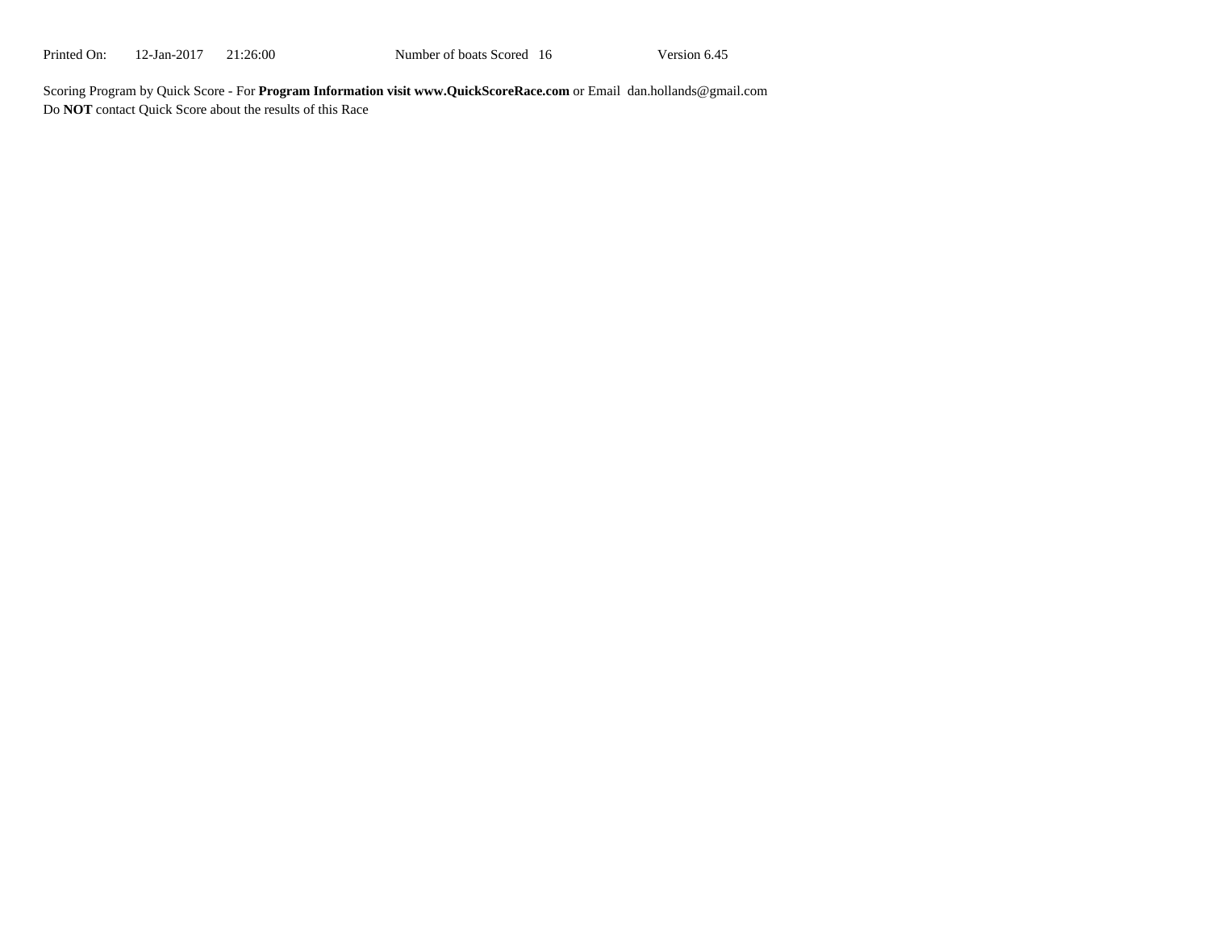Printed On: 12-Jan-2017 21:26:00 Number of boats Scored 16 Version 6.45

Scoring Program by Quick Score - For **Program Information visit www.QuickScoreRace.com** or Email dan.hollands@gmail.com
Do **NOT** contact Quick Score about the results of this Race